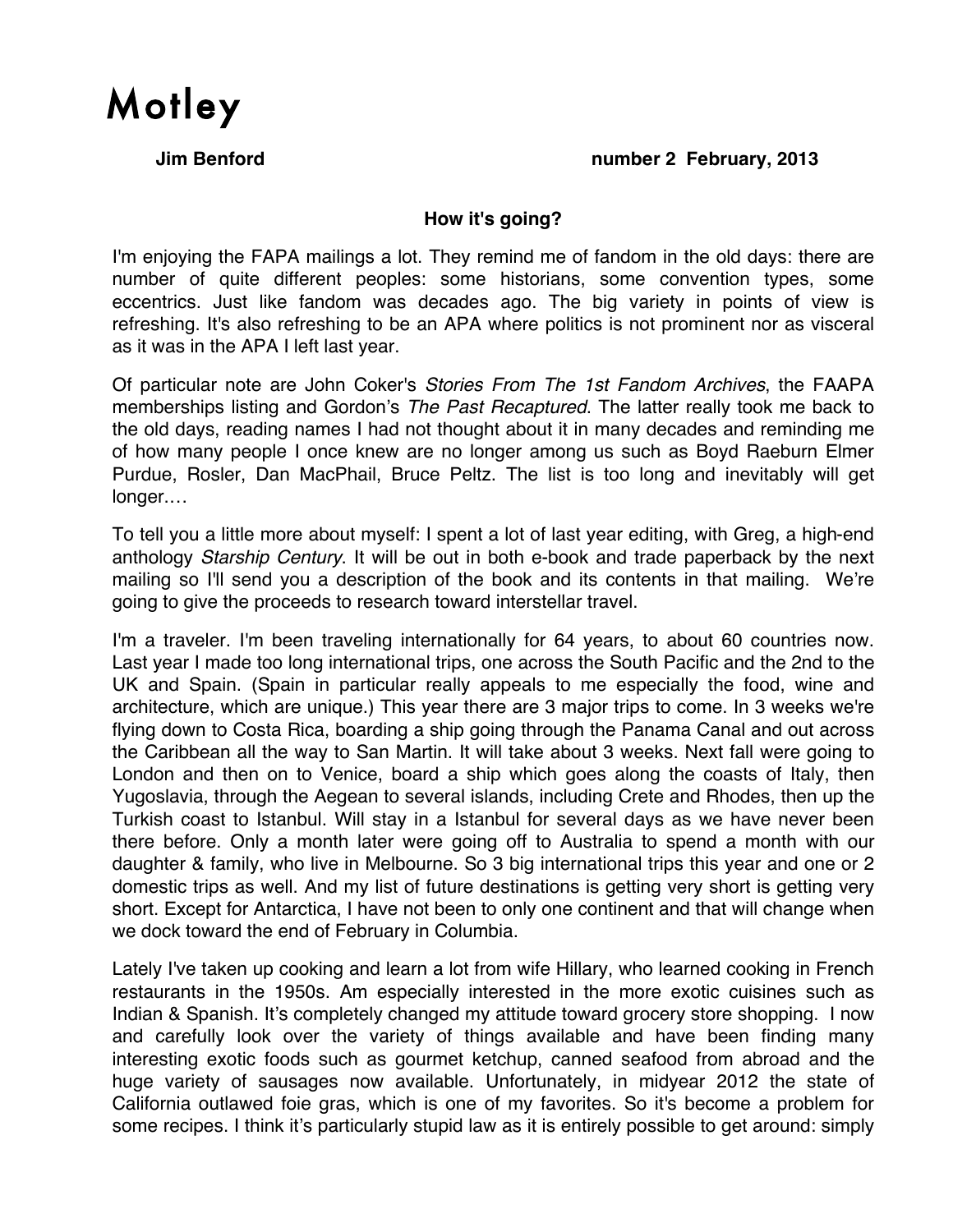# Motley

**Jim Benford** **number 2 February, 2013**

### How it's going?

I'm enjoying the FAPA mailings a lot. They remind me of fandom in the old days: there are number of quite different peoples: some historians, some convention types, some eccentrics. Just like fandom was decades ago. The big variety in points of view is refreshing. It's also refreshing to be an APA where politics is not prominent nor as visceral as it was in the APA I left last year.

Of particular note are John Coker's *Stories From The 1st Fandom Archives*, the FAAPA memberships listing and Gordon's *The Past Recaptured*. The latter really took me back to the old days, reading names I had not thought about it in many decades and reminding me of how many people I once knew are no longer among us such as Boyd Raeburn Elmer Purdue, Rosler, Dan MacPhail, Bruce Peltz. The list is too long and inevitably will get longer.…

To tell you a little more about myself: I spent a lot of last year editing, with Greg, a high-end anthology *Starship Century*. It will be out in both e-book and trade paperback by the next mailing so I'll send you a description of the book and its contents in that mailing. We're going to give the proceeds to research toward interstellar travel.

I'm a traveler. I'm been traveling internationally for 64 years, to about 60 countries now. Last year I made too long international trips, one across the South Pacific and the 2nd to the UK and Spain. (Spain in particular really appeals to me especially the food, wine and architecture, which are unique.) This year there are 3 major trips to come. In 3 weeks we're flying down to Costa Rica, boarding a ship going through the Panama Canal and out across the Caribbean all the way to San Martin. It will take about 3 weeks. Next fall were going to London and then on to Venice, board a ship which goes along the coasts of Italy, then Yugoslavia, through the Aegean to several islands, including Crete and Rhodes, then up the Turkish coast to Istanbul. Will stay in a Istanbul for several days as we have never been there before. Only a month later were going off to Australia to spend a month with our daughter & family, who live in Melbourne. So 3 big international trips this year and one or 2 domestic trips as well. And my list of future destinations is getting very short is getting very short. Except for Antarctica, I have not been to only one continent and that will change when we dock toward the end of February in Columbia.

Lately I've taken up cooking and learn a lot from wife Hillary, who learned cooking in French restaurants in the 1950s. Am especially interested in the more exotic cuisines such as Indian & Spanish. It's completely changed my attitude toward grocery store shopping. I now and carefully look over the variety of things available and have been finding many interesting exotic foods such as gourmet ketchup, canned seafood from abroad and the huge variety of sausages now available. Unfortunately, in midyear 2012 the state of California outlawed foie gras, which is one of my favorites. So it's become a problem for some recipes. I think it's particularly stupid law as it is entirely possible to get around: simply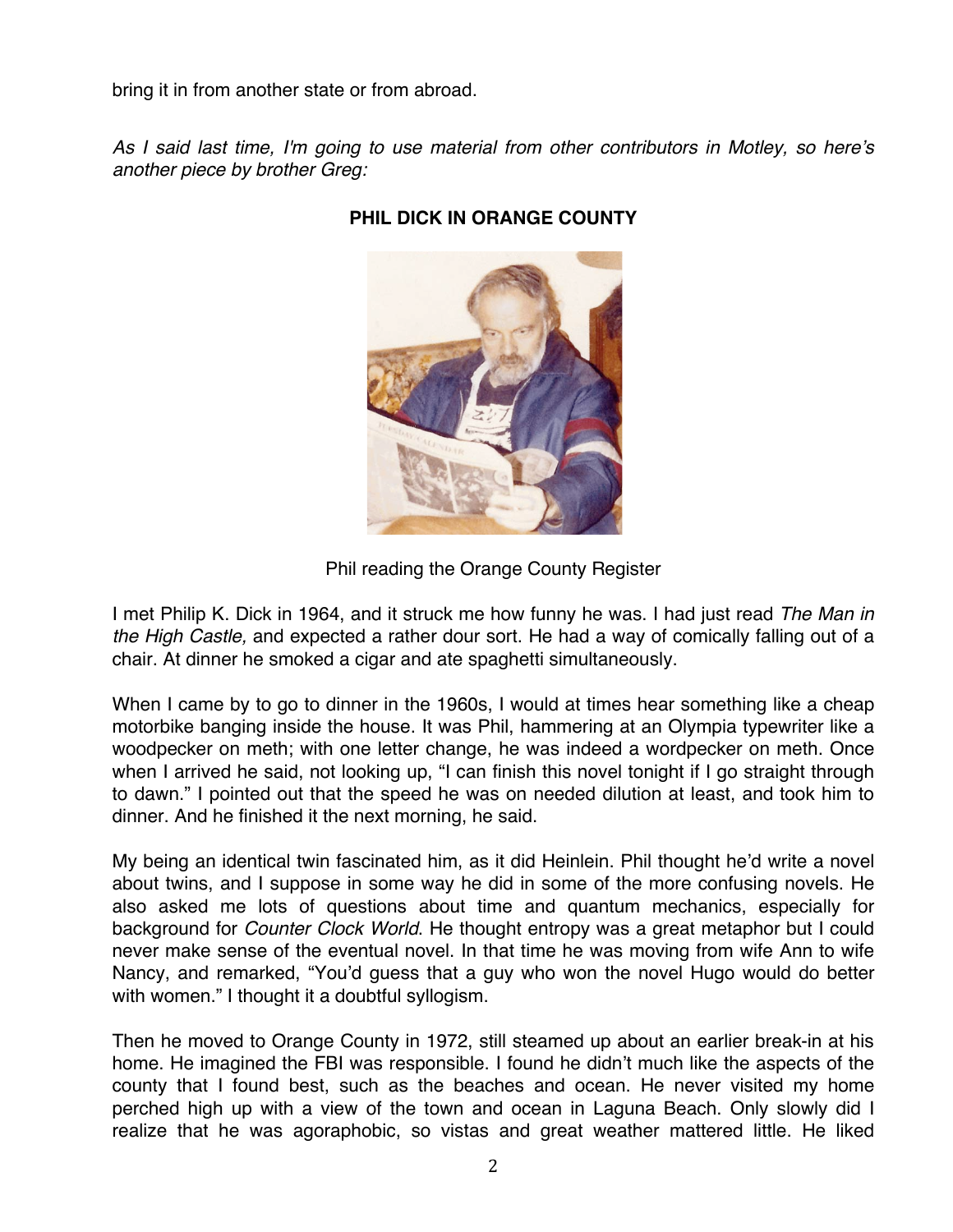bring it in from another state or from abroad.

*As I said last time, I'm going to use material from other contributors in Motley, so here's another piece by brother Greg:*

**PHIL DICK IN ORANGE COUNTY**

Phil reading the Orange County Register

I met Philip K. Dick in 1964, and it struck me how funny he was. I had just read *The Man in the High Castle,* and expected a rather dour sort. He had a way of comically falling out of a chair. At dinner he smoked a cigar and ate spaghetti simultaneously.

When I came by to go to dinner in the 1960s, I would at times hear something like a cheap motorbike banging inside the house. It was Phil, hammering at an Olympia typewriter like a woodpecker on meth; with one letter change, he was indeed a wordpecker on meth. Once when I arrived he said, not looking up, "I can finish this novel tonight if I go straight through to dawn." I pointed out that the speed he was on needed dilution at least, and took him to dinner. And he finished it the next morning, he said.

My being an identical twin fascinated him, as it did Heinlein. Phil thought he'd write a novel about twins, and I suppose in some way he did in some of the more confusing novels. He also asked me lots of questions about time and quantum mechanics, especially for background for *Counter Clock World*. He thought entropy was a great metaphor but I could never make sense of the eventual novel. In that time he was moving from wife Ann to wife Nancy, and remarked, "You'd guess that a guy who won the novel Hugo would do better with women." I thought it a doubtful syllogism.

Then he moved to Orange County in 1972, still steamed up about an earlier break-in at his home. He imagined the FBI was responsible. I found he didn't much like the aspects of the county that I found best, such as the beaches and ocean. He never visited my home perched high up with a view of the town and ocean in Laguna Beach. Only slowly did I realize that he was agoraphobic, so vistas and great weather mattered little. He liked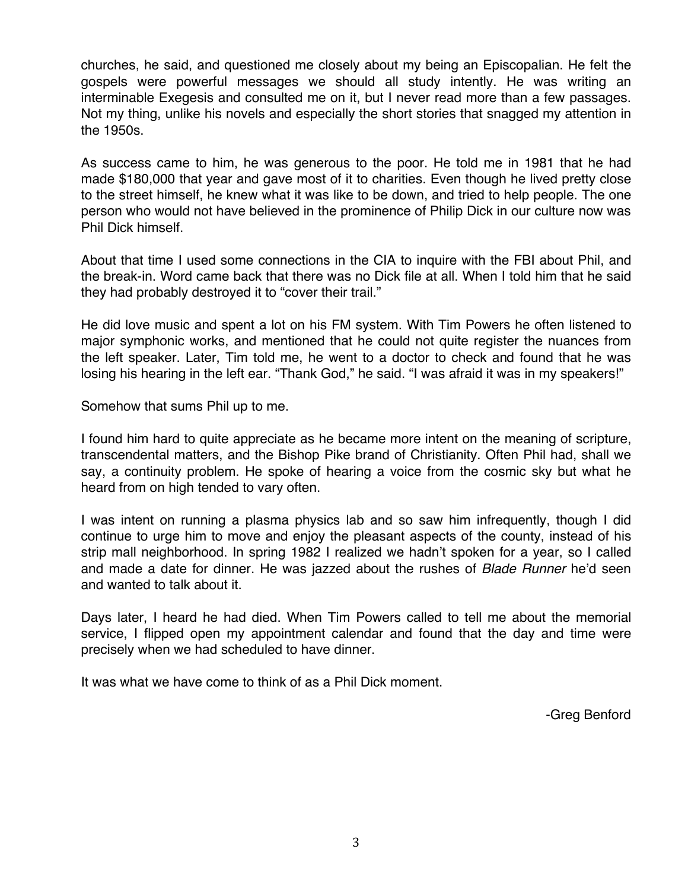churches, he said, and questioned me closely about my being an Episcopalian. He felt the gospels were powerful messages we should all study intently. He was writing an interminable Exegesis and consulted me on it, but I never read more than a few passages. Not my thing, unlike his novels and especially the short stories that snagged my attention in the 1950s.

As success came to him, he was generous to the poor. He told me in 1981 that he had made $180,000 that year and gave most of it to charities. Even though he lived pretty close to the street himself, he knew what it was like to be down, and tried to help people. The one person who would not have believed in the prominence of Philip Dick in our culture now was Phil Dick himself.

About that time I used some connections in the CIA to inquire with the FBI about Phil, and the break-in. Word came back that there was no Dick file at all. When I told him that he said they had probably destroyed it to "cover their trail."

He did love music and spent a lot on his FM system. With Tim Powers he often listened to major symphonic works, and mentioned that he could not quite register the nuances from the left speaker. Later, Tim told me, he went to a doctor to check and found that he was losing his hearing in the left ear. "Thank God," he said. "I was afraid it was in my speakers!"

Somehow that sums Phil up to me.

I found him hard to quite appreciate as he became more intent on the meaning of scripture, transcendental matters, and the Bishop Pike brand of Christianity. Often Phil had, shall we say, a continuity problem. He spoke of hearing a voice from the cosmic sky but what he heard from on high tended to vary often.

I was intent on running a plasma physics lab and so saw him infrequently, though I did continue to urge him to move and enjoy the pleasant aspects of the county, instead of his strip mall neighborhood. In spring 1982 I realized we hadn't spoken for a year, so I called and made a date for dinner. He was jazzed about the rushes of *Blade Runner* he'd seen and wanted to talk about it.

Days later, I heard he had died. When Tim Powers called to tell me about the memorial service, I flipped open my appointment calendar and found that the day and time were precisely when we had scheduled to have dinner.

It was what we have come to think of as a Phil Dick moment.

-Greg Benford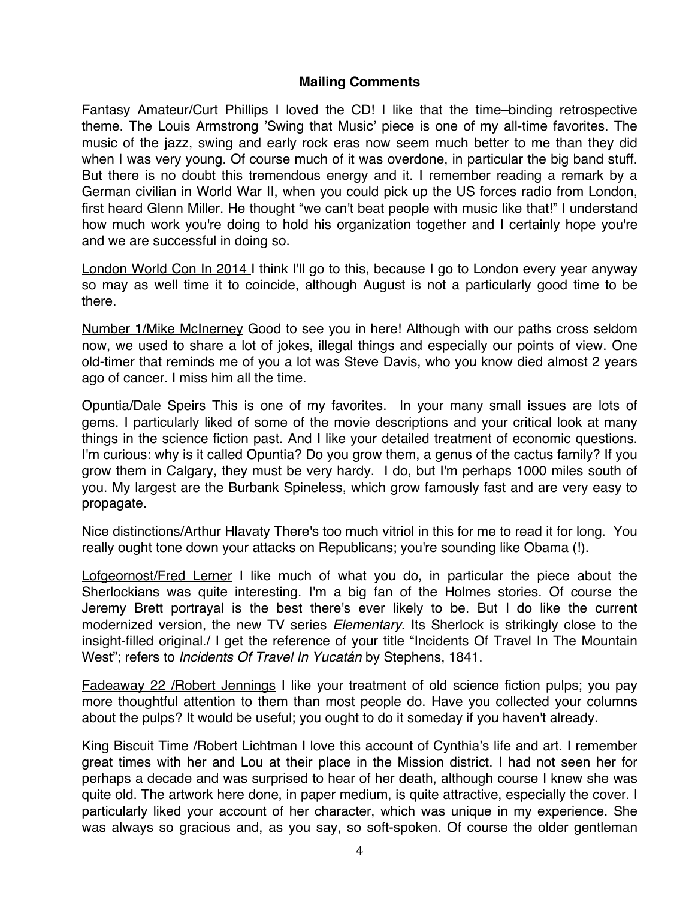**Mailing Comments**

Fantasy Amateur/Curt Phillips I loved the CD! I like that the time–binding retrospective theme. The Louis Armstrong 'Swing that Music' piece is one of my all-time favorites. The music of the jazz, swing and early rock eras now seem much better to me than they did when I was very young. Of course much of it was overdone, in particular the big band stuff. But there is no doubt this tremendous energy and it. I remember reading a remark by a German civilian in World War II, when you could pick up the US forces radio from London, first heard Glenn Miller. He thought "we can't beat people with music like that!" I understand how much work you're doing to hold his organization together and I certainly hope you're and we are successful in doing so.

London World Con In 2014 I think I'll go to this, because I go to London every year anyway so may as well time it to coincide, although August is not a particularly good time to be there.

Number 1/Mike McInerney Good to see you in here! Although with our paths cross seldom now, we used to share a lot of jokes, illegal things and especially our points of view. One old-timer that reminds me of you a lot was Steve Davis, who you know died almost 2 years ago of cancer. I miss him all the time.

Opuntia/Dale Speirs This is one of my favorites. In your many small issues are lots of gems. I particularly liked of some of the movie descriptions and your critical look at many things in the science fiction past. And I like your detailed treatment of economic questions. I'm curious: why is it called Opuntia? Do you grow them, a genus of the cactus family? If you grow them in Calgary, they must be very hardy. I do, but I'm perhaps 1000 miles south of you. My largest are the Burbank Spineless, which grow famously fast and are very easy to propagate.

Nice distinctions/Arthur Hlavaty There's too much vitriol in this for me to read it for long. You really ought tone down your attacks on Republicans; you're sounding like Obama (!).

Lofgeornost/Fred Lerner I like much of what you do, in particular the piece about the Sherlockians was quite interesting. I'm a big fan of the Holmes stories. Of course the Jeremy Brett portrayal is the best there's ever likely to be. But I do like the current modernized version, the new TV series *Elementary*. Its Sherlock is strikingly close to the insight-filled original./ I get the reference of your title "Incidents Of Travel In The Mountain West"; refers to *Incidents Of Travel In Yucatán* by Stephens, 1841.

Fadeaway 22 /Robert Jennings I like your treatment of old science fiction pulps; you pay more thoughtful attention to them than most people do. Have you collected your columns about the pulps? It would be useful; you ought to do it someday if you haven't already.

King Biscuit Time /Robert Lichtman I love this account of Cynthia's life and art. I remember great times with her and Lou at their place in the Mission district. I had not seen her for perhaps a decade and was surprised to hear of her death, although course I knew she was quite old. The artwork here done, in paper medium, is quite attractive, especially the cover. I particularly liked your account of her character, which was unique in my experience. She was always so gracious and, as you say, so soft-spoken. Of course the older gentleman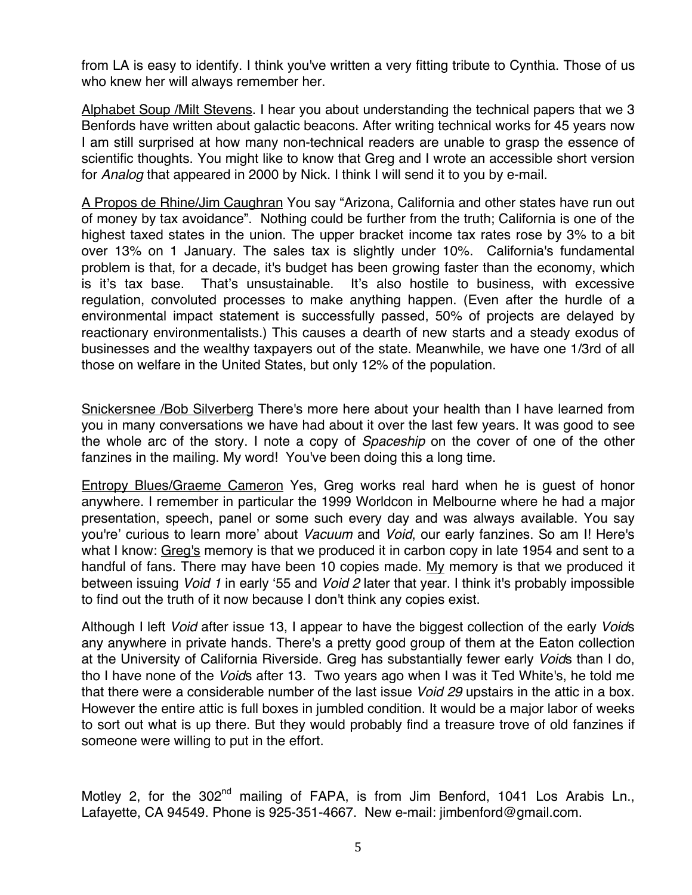from LA is easy to identify. I think you've written a very fitting tribute to Cynthia. Those of us who knew her will always remember her.

<u>Alphabet Soup /Milt Stevens</u>. I hear you about understanding the technical papers that we 3 Benfords have written about galactic beacons. After writing technical works for 45 years now I am still surprised at how many non-technical readers are unable to grasp the essence of scientific thoughts. You might like to know that Greg and I wrote an accessible short version for *Analog* that appeared in 2000 by Nick. I think I will send it to you by e-mail.

<u>A Propos de Rhine/Jim Caughran</u> You say "Arizona, California and other states have run out of money by tax avoidance". Nothing could be further from the truth; California is one of the highest taxed states in the union. The upper bracket income tax rates rose by 3% to a bit over 13% on 1 January. The sales tax is slightly under 10%. California's fundamental problem is that, for a decade, it's budget has been growing faster than the economy, which is it's tax base. That's unsustainable. It's also hostile to business, with excessive regulation, convoluted processes to make anything happen. (Even after the hurdle of a environmental impact statement is successfully passed, 50% of projects are delayed by reactionary environmentalists.) This causes a dearth of new starts and a steady exodus of businesses and the wealthy taxpayers out of the state. Meanwhile, we have one 1/3rd of all those on welfare in the United States, but only 12% of the population.

<u>Snickersnee /Bob Silverberg</u> There's more here about your health than I have learned from you in many conversations we have had about it over the last few years. It was good to see the whole arc of the story. I note a copy of *Spaceship* on the cover of one of the other fanzines in the mailing. My word! You've been doing this a long time.

<u>Entropy Blues/Graeme Cameron</u> Yes, Greg works real hard when he is guest of honor anywhere. I remember in particular the 1999 Worldcon in Melbourne where he had a major presentation, speech, panel or some such every day and was always available. You say you're' curious to learn more' about *Vacuum* and *Void*, our early fanzines. So am I! Here's what I know: <u>Greg's</u> memory is that we produced it in carbon copy in late 1954 and sent to a handful of fans. There may have been 10 copies made. <u>My</u> memory is that we produced it between issuing *Void 1* in early '55 and *Void 2* later that year. I think it's probably impossible to find out the truth of it now because I don't think any copies exist.

Although I left *Void* after issue 13, I appear to have the biggest collection of the early *Void*s any anywhere in private hands. There's a pretty good group of them at the Eaton collection at the University of California Riverside. Greg has substantially fewer early *Void*s than I do, tho I have none of the *Void*s after 13. Two years ago when I was it Ted White's, he told me that there were a considerable number of the last issue *Void 29* upstairs in the attic in a box. However the entire attic is full boxes in jumbled condition. It would be a major labor of weeks to sort out what is up there. But they would probably find a treasure trove of old fanzines if someone were willing to put in the effort.

Motley 2, for the 302nd mailing of FAPA, is from Jim Benford, 1041 Los Arabis Ln., Lafayette, CA 94549. Phone is 925-351-4667. New e-mail: jimbenford@gmail.com.